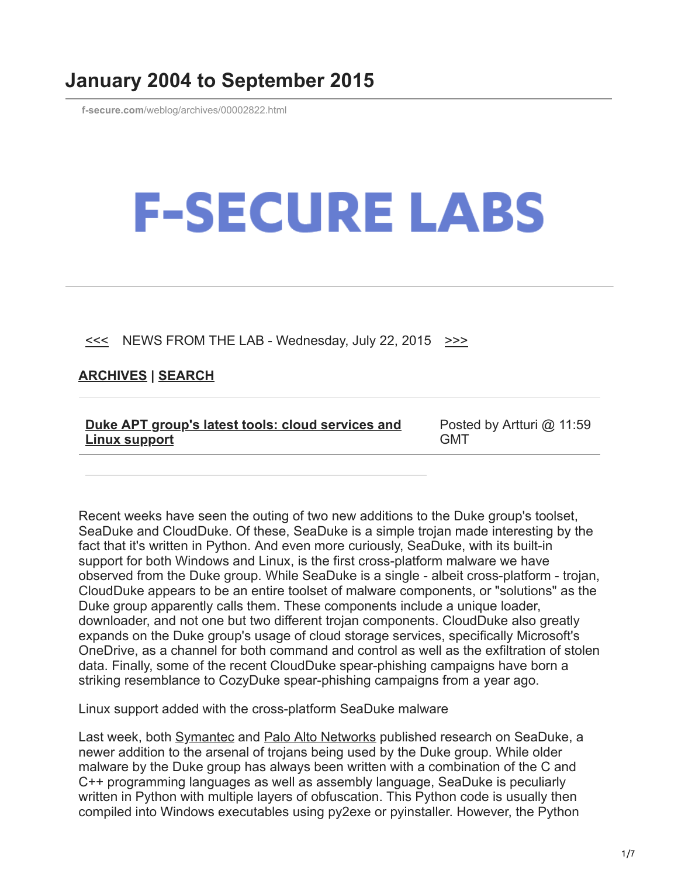# January 2004 to September 2015

f-secure.com/weblog/archives/00002822.html

F-SECURE LABS

<<< NEWS FROM THE LAB - Wednesday, July 22, 2015 >>>

**ARCHIVES | SEARCH**

| **Duke APT group's latest tools: cloud services and Linux support** | Posted by Artturi @ 11:59 GMT |
| --- | --- |

Recent weeks have seen the outing of two new additions to the Duke group's toolset, SeaDuke and CloudDuke. Of these, SeaDuke is a simple trojan made interesting by the fact that it's written in Python. And even more curiously, SeaDuke, with its built-in support for both Windows and Linux, is the first cross-platform malware we have observed from the Duke group. While SeaDuke is a single - albeit cross-platform - trojan, CloudDuke appears to be an entire toolset of malware components, or "solutions" as the Duke group apparently calls them. These components include a unique loader, downloader, and not one but two different trojan components. CloudDuke also greatly expands on the Duke group's usage of cloud storage services, specifically Microsoft's OneDrive, as a channel for both command and control as well as the exfiltration of stolen data. Finally, some of the recent CloudDuke spear-phishing campaigns have born a striking resemblance to CozyDuke spear-phishing campaigns from a year ago.

Linux support added with the cross-platform SeaDuke malware

Last week, both Symantec and Palo Alto Networks published research on SeaDuke, a newer addition to the arsenal of trojans being used by the Duke group. While older malware by the Duke group has always been written with a combination of the C and C++ programming languages as well as assembly language, SeaDuke is peculiarly written in Python with multiple layers of obfuscation. This Python code is usually then compiled into Windows executables using py2exe or pyinstaller. However, the Python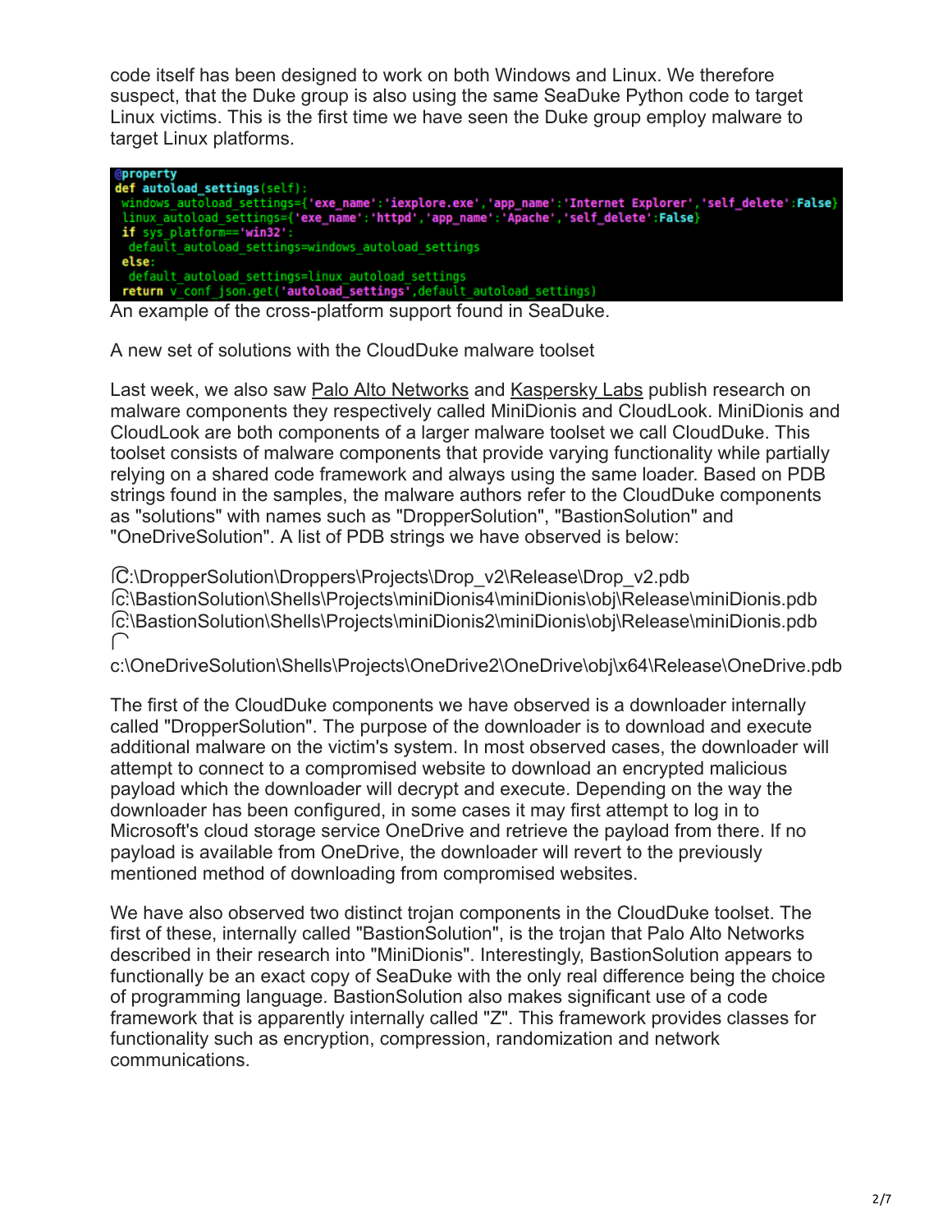code itself has been designed to work on both Windows and Linux. We therefore suspect, that the Duke group is also using the same SeaDuke Python code to target Linux victims. This is the first time we have seen the Duke group employ malware to target Linux platforms.

```
@property
def autoload_settings(self):
 windows_autoload_settings={'exe_name':'iexplore.exe','app_name':'Internet Explorer','self_delete':False}
 linux_autoload_settings={'exe_name':'httpd','app_name':'Apache','self_delete':False}
 if sys_platform=='win32':
  default_autoload_settings=windows_autoload_settings
 else:
  default_autoload_settings=linux_autoload_settings
 return v_conf_json.get('autoload_settings',default_autoload_settings)
```

An example of the cross-platform support found in SeaDuke.

A new set of solutions with the CloudDuke malware toolset

Last week, we also saw Palo Alto Networks and Kaspersky Labs publish research on malware components they respectively called MiniDionis and CloudLook. MiniDionis and CloudLook are both components of a larger malware toolset we call CloudDuke. This toolset consists of malware components that provide varying functionality while partially relying on a shared code framework and always using the same loader. Based on PDB strings found in the samples, the malware authors refer to the CloudDuke components as "solutions" with names such as "DropperSolution", "BastionSolution" and "OneDriveSolution". A list of PDB strings we have observed is below:

C:\DropperSolution\Droppers\Projects\Drop_v2\Release\Drop_v2.pdb
c:\BastionSolution\Shells\Projects\miniDionis4\miniDionis\obj\Release\miniDionis.pdb
c:\BastionSolution\Shells\Projects\miniDionis2\miniDionis\obj\Release\miniDionis.pdb
c:\OneDriveSolution\Shells\Projects\OneDrive2\OneDrive\obj\x64\Release\OneDrive.pdb

The first of the CloudDuke components we have observed is a downloader internally called "DropperSolution". The purpose of the downloader is to download and execute additional malware on the victim's system. In most observed cases, the downloader will attempt to connect to a compromised website to download an encrypted malicious payload which the downloader will decrypt and execute. Depending on the way the downloader has been configured, in some cases it may first attempt to log in to Microsoft's cloud storage service OneDrive and retrieve the payload from there. If no payload is available from OneDrive, the downloader will revert to the previously mentioned method of downloading from compromised websites.

We have also observed two distinct trojan components in the CloudDuke toolset. The first of these, internally called "BastionSolution", is the trojan that Palo Alto Networks described in their research into "MiniDionis". Interestingly, BastionSolution appears to functionally be an exact copy of SeaDuke with the only real difference being the choice of programming language. BastionSolution also makes significant use of a code framework that is apparently internally called "Z". This framework provides classes for functionality such as encryption, compression, randomization and network communications.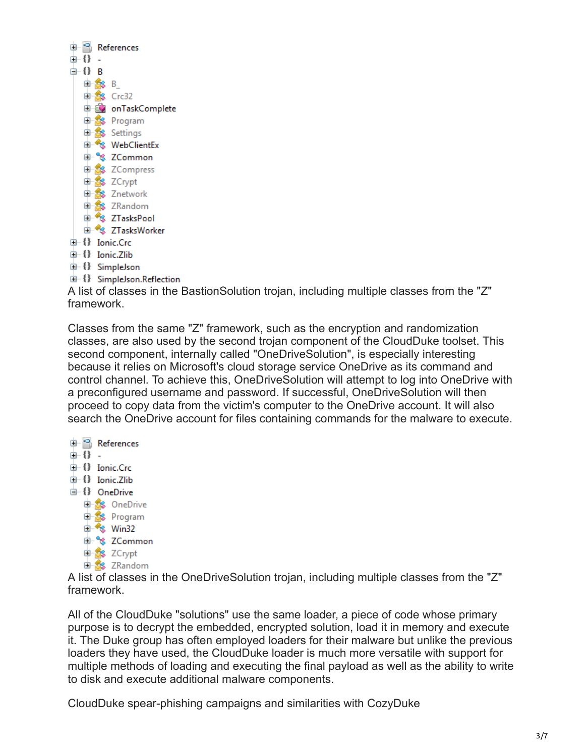```
References
{} -
{} B
    B_
    Crc32
    onTaskComplete
    Program
    Settings
    WebClientEx
    ZCommon
    ZCompress
    ZCrypt
    Znetwork
    ZRandom
    ZTasksPool
    ZTasksWorker
{} Ionic.Crc
{} Ionic.Zlib
{} SimpleJson
{} SimpleJson.Reflection
```

A list of classes in the BastionSolution trojan, including multiple classes from the "Z" framework.

Classes from the same "Z" framework, such as the encryption and randomization classes, are also used by the second trojan component of the CloudDuke toolset. This second component, internally called "OneDriveSolution", is especially interesting because it relies on Microsoft's cloud storage service OneDrive as its command and control channel. To achieve this, OneDriveSolution will attempt to log into OneDrive with a preconfigured username and password. If successful, OneDriveSolution will then proceed to copy data from the victim's computer to the OneDrive account. It will also search the OneDrive account for files containing commands for the malware to execute.

```
References
{} -
{} Ionic.Crc
{} Ionic.Zlib
{} OneDrive
    OneDrive
    Program
    Win32
    ZCommon
    ZCrypt
    ZRandom
```

A list of classes in the OneDriveSolution trojan, including multiple classes from the "Z" framework.

All of the CloudDuke "solutions" use the same loader, a piece of code whose primary purpose is to decrypt the embedded, encrypted solution, load it in memory and execute it. The Duke group has often employed loaders for their malware but unlike the previous loaders they have used, the CloudDuke loader is much more versatile with support for multiple methods of loading and executing the final payload as well as the ability to write to disk and execute additional malware components.

## CloudDuke spear-phishing campaigns and similarities with CozyDuke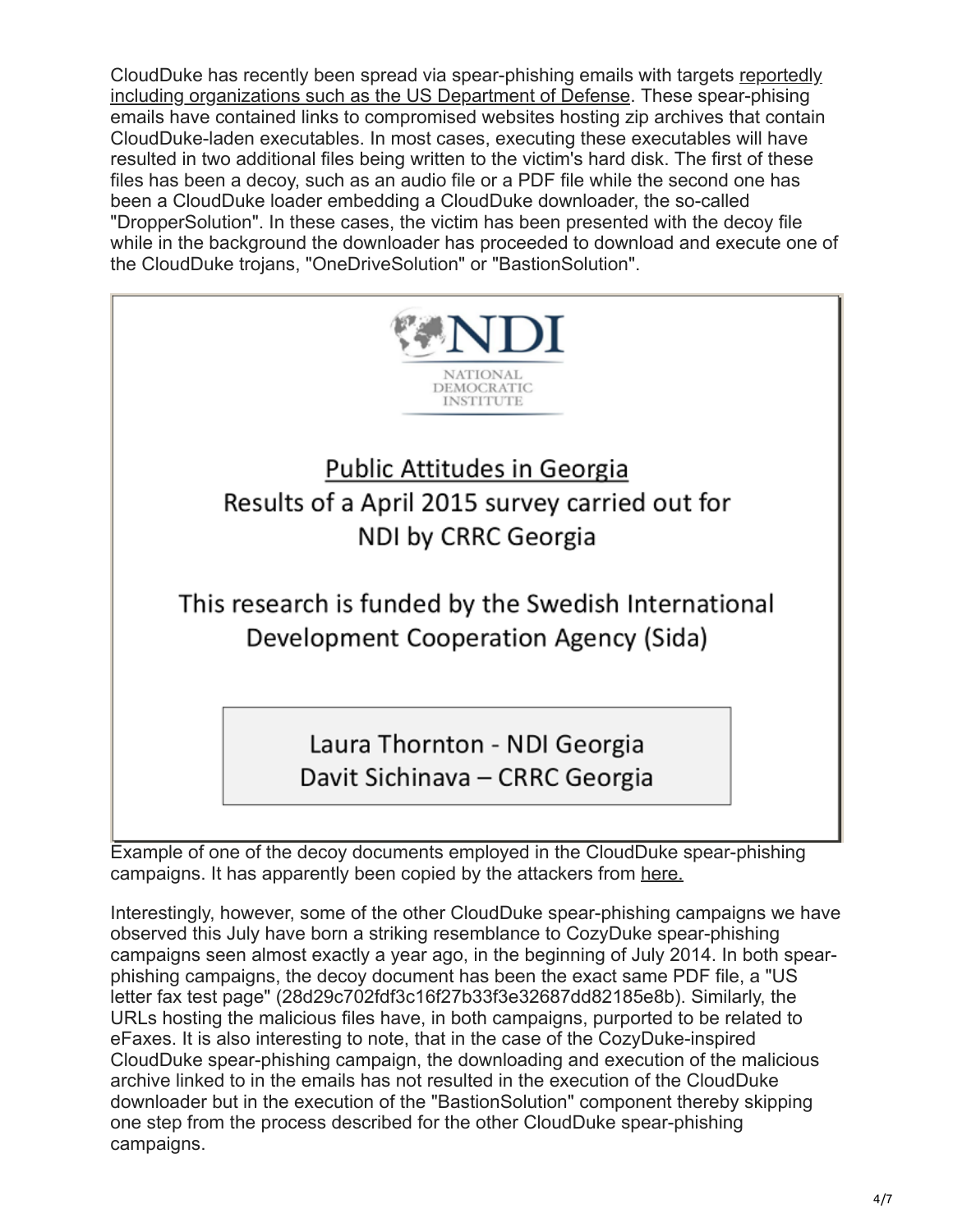CloudDuke has recently been spread via spear-phishing emails with targets reportedly including organizations such as the US Department of Defense. These spear-phising emails have contained links to compromised websites hosting zip archives that contain CloudDuke-laden executables. In most cases, executing these executables will have resulted in two additional files being written to the victim's hard disk. The first of these files has been a decoy, such as an audio file or a PDF file while the second one has been a CloudDuke loader embedding a CloudDuke downloader, the so-called "DropperSolution". In these cases, the victim has been presented with the decoy file while in the background the downloader has proceeded to download and execute one of the CloudDuke trojans, "OneDriveSolution" or "BastionSolution".

NDI
NATIONAL DEMOCRATIC INSTITUTE

Public Attitudes in Georgia
Results of a April 2015 survey carried out for NDI by CRRC Georgia

This research is funded by the Swedish International Development Cooperation Agency (Sida)

Laura Thornton - NDI Georgia
Davit Sichinava – CRRC Georgia

Example of one of the decoy documents employed in the CloudDuke spear-phishing campaigns. It has apparently been copied by the attackers from here.

Interestingly, however, some of the other CloudDuke spear-phishing campaigns we have observed this July have born a striking resemblance to CozyDuke spear-phishing campaigns seen almost exactly a year ago, in the beginning of July 2014. In both spear-phishing campaigns, the decoy document has been the exact same PDF file, a "US letter fax test page" (28d29c702fdf3c16f27b33f3e32687dd82185e8b). Similarly, the URLs hosting the malicious files have, in both campaigns, purported to be related to eFaxes. It is also interesting to note, that in the case of the CozyDuke-inspired CloudDuke spear-phishing campaign, the downloading and execution of the malicious archive linked to in the emails has not resulted in the execution of the CloudDuke downloader but in the execution of the "BastionSolution" component thereby skipping one step from the process described for the other CloudDuke spear-phishing campaigns.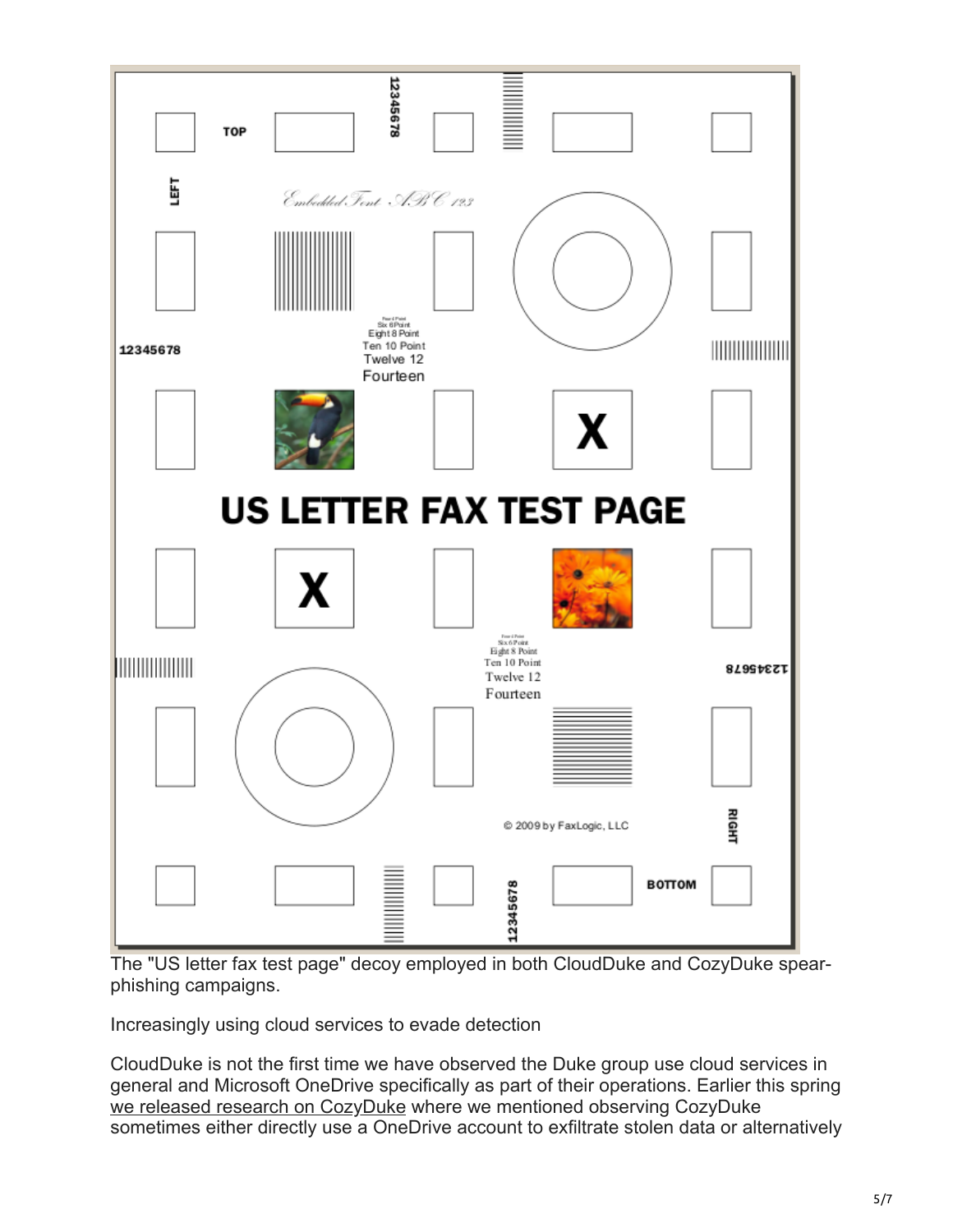The "US letter fax test page" decoy employed in both CloudDuke and CozyDuke spear-phishing campaigns.

Increasingly using cloud services to evade detection

CloudDuke is not the first time we have observed the Duke group use cloud services in general and Microsoft OneDrive specifically as part of their operations. Earlier this spring we released research on CozyDuke where we mentioned observing CozyDuke sometimes either directly use a OneDrive account to exfiltrate stolen data or alternatively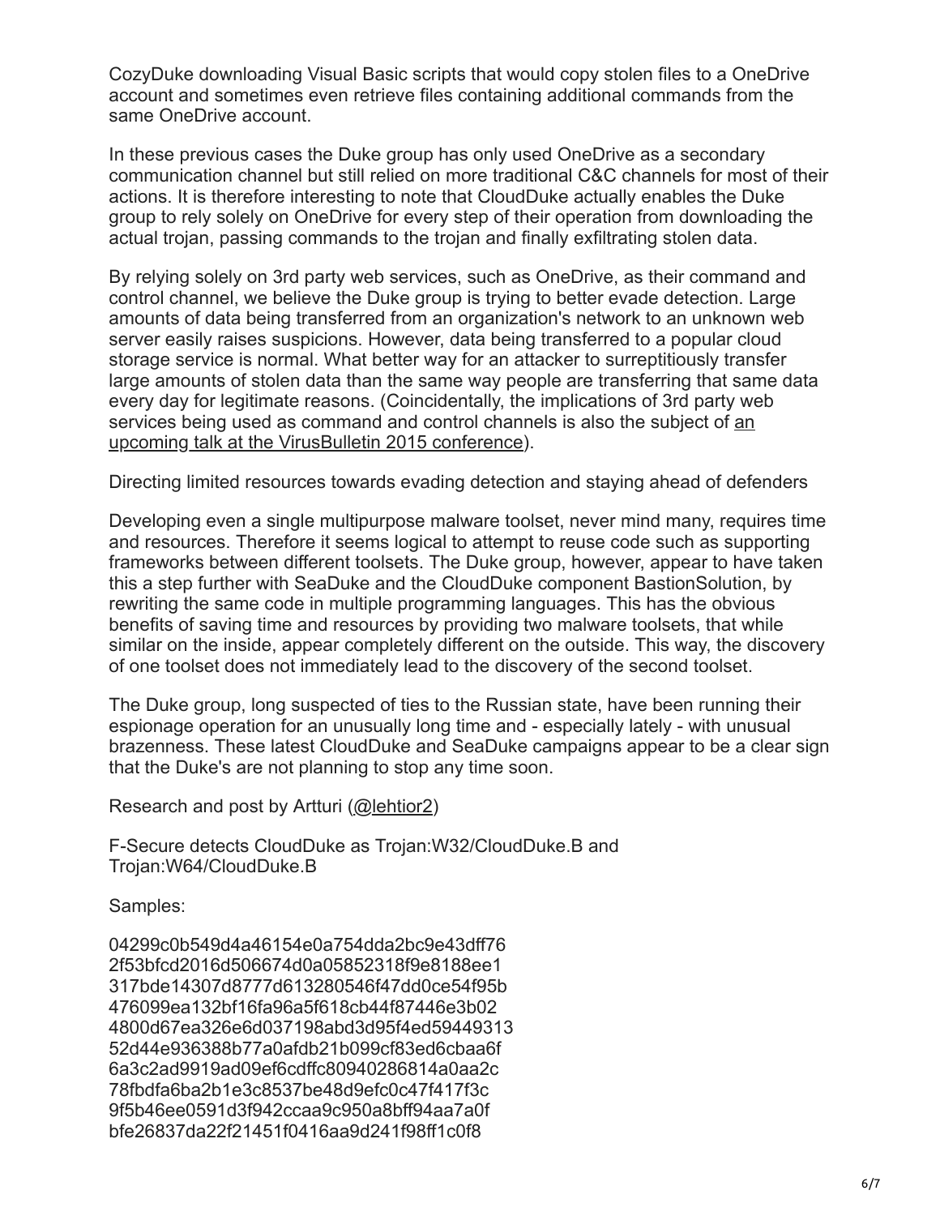CozyDuke downloading Visual Basic scripts that would copy stolen files to a OneDrive account and sometimes even retrieve files containing additional commands from the same OneDrive account.

In these previous cases the Duke group has only used OneDrive as a secondary communication channel but still relied on more traditional C&C channels for most of their actions. It is therefore interesting to note that CloudDuke actually enables the Duke group to rely solely on OneDrive for every step of their operation from downloading the actual trojan, passing commands to the trojan and finally exfiltrating stolen data.

By relying solely on 3rd party web services, such as OneDrive, as their command and control channel, we believe the Duke group is trying to better evade detection. Large amounts of data being transferred from an organization's network to an unknown web server easily raises suspicions. However, data being transferred to a popular cloud storage service is normal. What better way for an attacker to surreptitiously transfer large amounts of stolen data than the same way people are transferring that same data every day for legitimate reasons. (Coincidentally, the implications of 3rd party web services being used as command and control channels is also the subject of an upcoming talk at the VirusBulletin 2015 conference).

Directing limited resources towards evading detection and staying ahead of defenders

Developing even a single multipurpose malware toolset, never mind many, requires time and resources. Therefore it seems logical to attempt to reuse code such as supporting frameworks between different toolsets. The Duke group, however, appear to have taken this a step further with SeaDuke and the CloudDuke component BastionSolution, by rewriting the same code in multiple programming languages. This has the obvious benefits of saving time and resources by providing two malware toolsets, that while similar on the inside, appear completely different on the outside. This way, the discovery of one toolset does not immediately lead to the discovery of the second toolset.

The Duke group, long suspected of ties to the Russian state, have been running their espionage operation for an unusually long time and - especially lately - with unusual brazenness. These latest CloudDuke and SeaDuke campaigns appear to be a clear sign that the Duke's are not planning to stop any time soon.

Research and post by Artturi (@lehtior2)

F-Secure detects CloudDuke as Trojan:W32/CloudDuke.B and Trojan:W64/CloudDuke.B

Samples:

04299c0b549d4a46154e0a754dda2bc9e43dff76
2f53bfcd2016d506674d0a05852318f9e8188ee1
317bde14307d8777d613280546f47dd0ce54f95b
476099ea132bf16fa96a5f618cb44f87446e3b02
4800d67ea326e6d037198abd3d95f4ed59449313
52d44e936388b77a0afdb21b099cf83ed6cbaa6f
6a3c2ad9919ad09ef6cdffc80940286814a0aa2c
78fbdfa6ba2b1e3c8537be48d9efc0c47f417f3c
9f5b46ee0591d3f942ccaa9c950a8bff94aa7a0f
bfe26837da22f21451f0416aa9d241f98ff1c0f8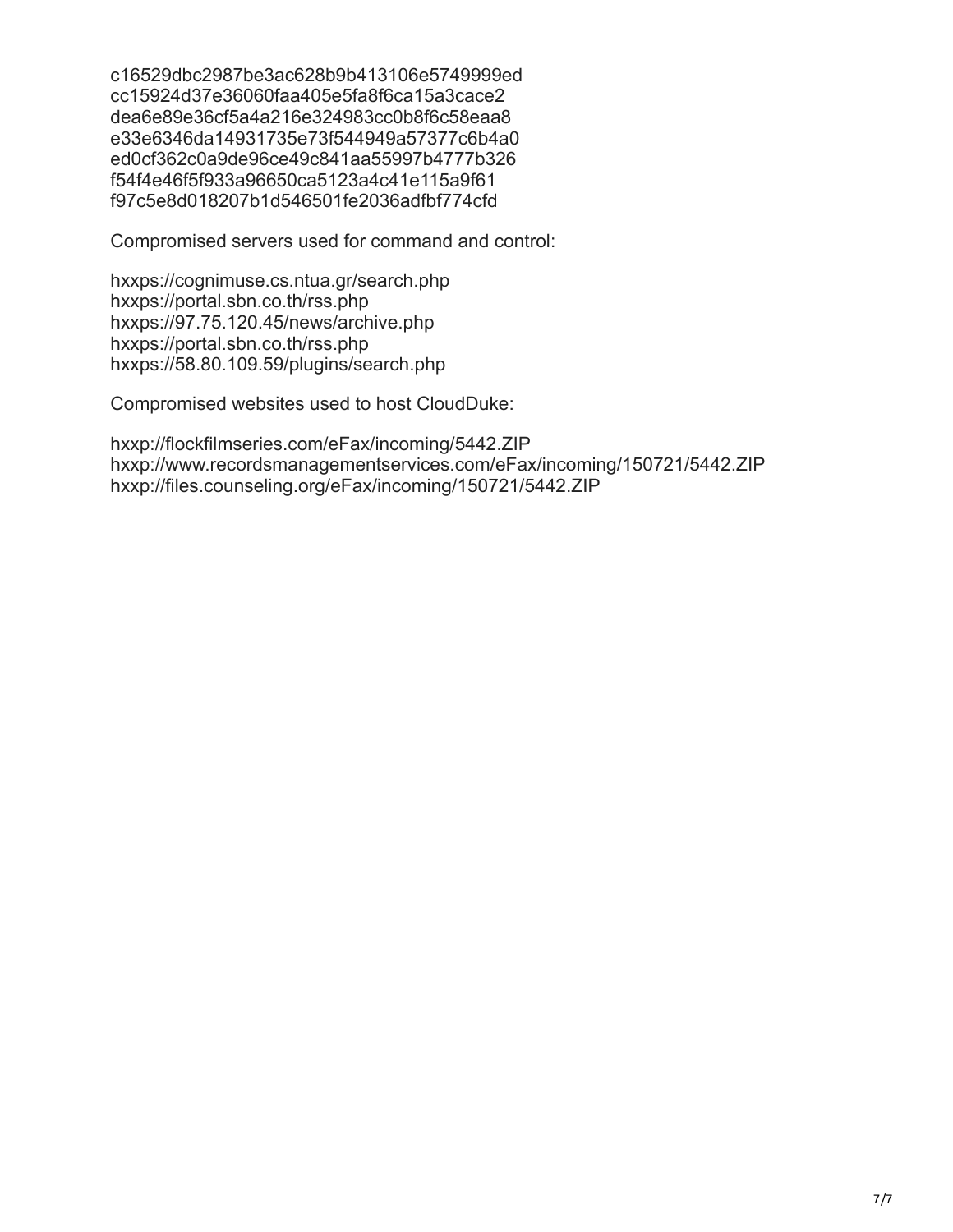c16529dbc2987be3ac628b9b413106e5749999ed
cc15924d37e36060faa405e5fa8f6ca15a3cace2
dea6e89e36cf5a4a216e324983cc0b8f6c58eaa8
e33e6346da14931735e73f544949a57377c6b4a0
ed0cf362c0a9de96ce49c841aa55997b4777b326
f54f4e46f5f933a96650ca5123a4c41e115a9f61
f97c5e8d018207b1d546501fe2036adfbf774cfd

Compromised servers used for command and control:

hxxps://cognimuse.cs.ntua.gr/search.php
hxxps://portal.sbn.co.th/rss.php
hxxps://97.75.120.45/news/archive.php
hxxps://portal.sbn.co.th/rss.php
hxxps://58.80.109.59/plugins/search.php

Compromised websites used to host CloudDuke:

hxxp://flockfilmseries.com/eFax/incoming/5442.ZIP
hxxp://www.recordsmanagementservices.com/eFax/incoming/150721/5442.ZIP
hxxp://files.counseling.org/eFax/incoming/150721/5442.ZIP